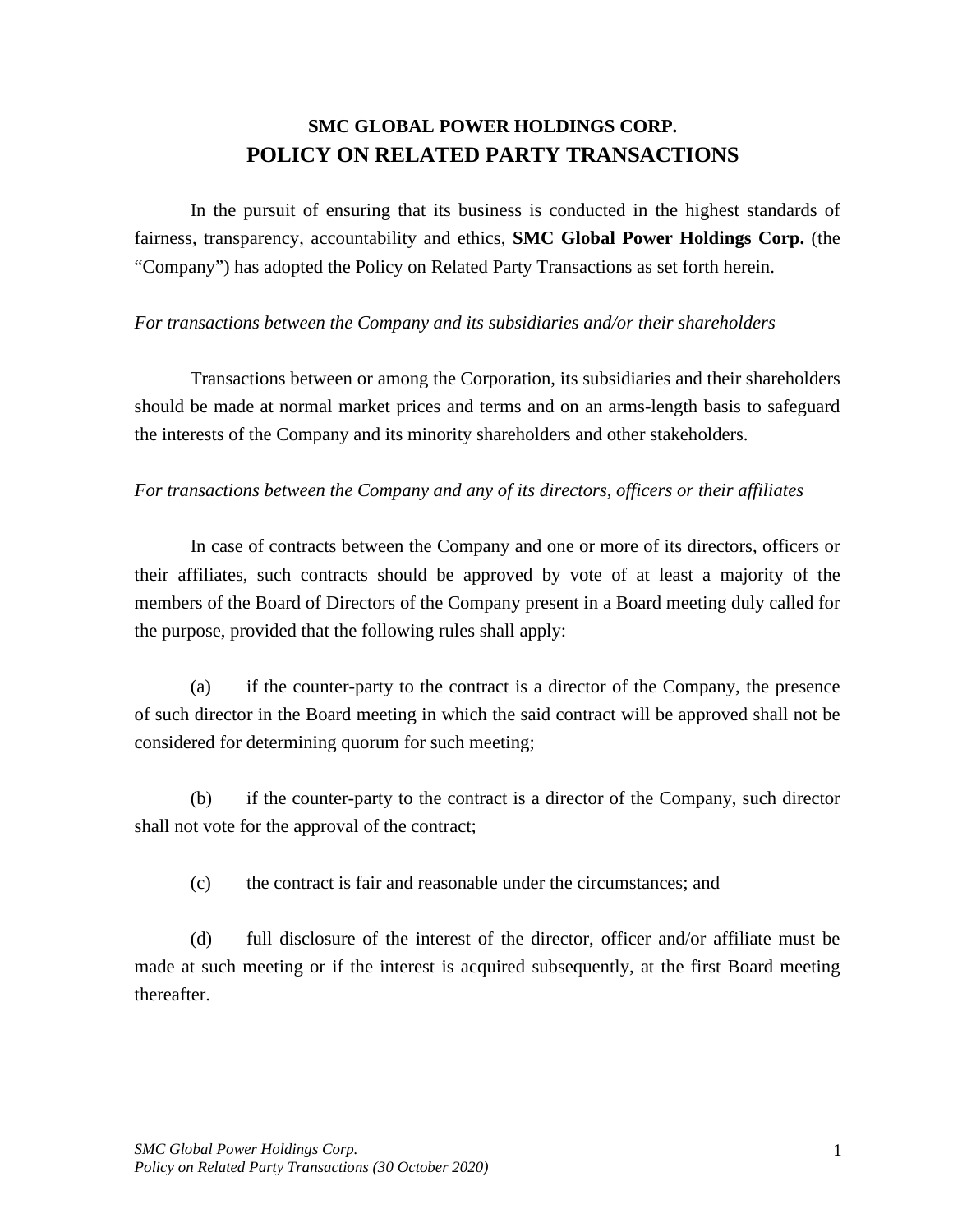# SMC GLOBAL POWER HOLDINGS CORP.
# POLICY ON RELATED PARTY TRANSACTIONS

In the pursuit of ensuring that its business is conducted in the highest standards of fairness, transparency, accountability and ethics, **SMC Global Power Holdings Corp.** (the "Company") has adopted the Policy on Related Party Transactions as set forth herein.

*For transactions between the Company and its subsidiaries and/or their shareholders*

Transactions between or among the Corporation, its subsidiaries and their shareholders should be made at normal market prices and terms and on an arms-length basis to safeguard the interests of the Company and its minority shareholders and other stakeholders.

*For transactions between the Company and any of its directors, officers or their affiliates*

In case of contracts between the Company and one or more of its directors, officers or their affiliates, such contracts should be approved by vote of at least a majority of the members of the Board of Directors of the Company present in a Board meeting duly called for the purpose, provided that the following rules shall apply:

(a) if the counter-party to the contract is a director of the Company, the presence of such director in the Board meeting in which the said contract will be approved shall not be considered for determining quorum for such meeting;

(b) if the counter-party to the contract is a director of the Company, such director shall not vote for the approval of the contract;

(c) the contract is fair and reasonable under the circumstances; and

(d) full disclosure of the interest of the director, officer and/or affiliate must be made at such meeting or if the interest is acquired subsequently, at the first Board meeting thereafter.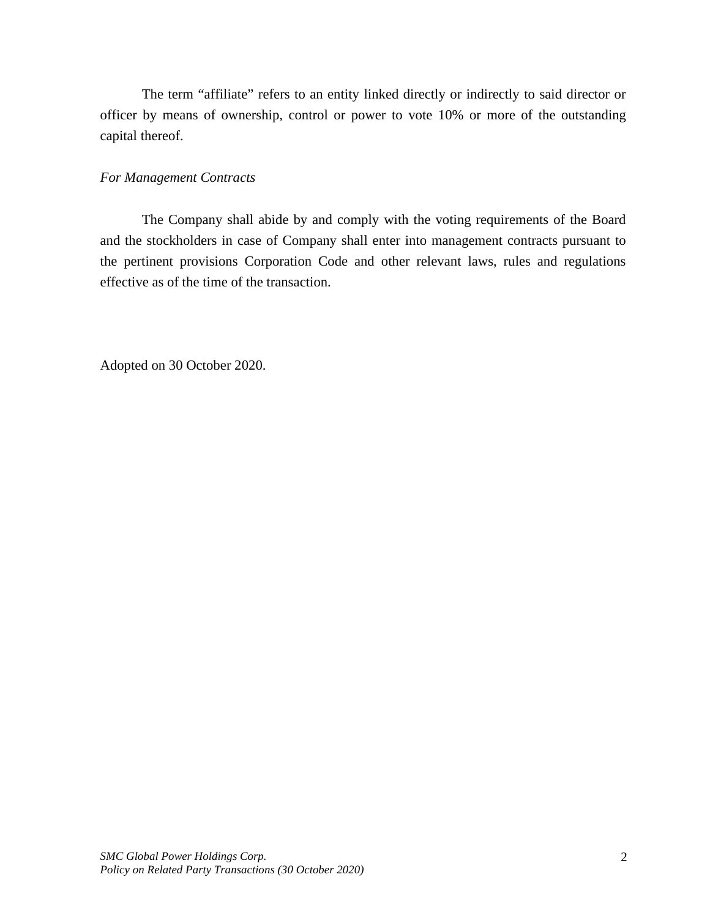The term “affiliate” refers to an entity linked directly or indirectly to said director or officer by means of ownership, control or power to vote 10% or more of the outstanding capital thereof.

*For Management Contracts*

The Company shall abide by and comply with the voting requirements of the Board and the stockholders in case of Company shall enter into management contracts pursuant to the pertinent provisions Corporation Code and other relevant laws, rules and regulations effective as of the time of the transaction.

Adopted on 30 October 2020.